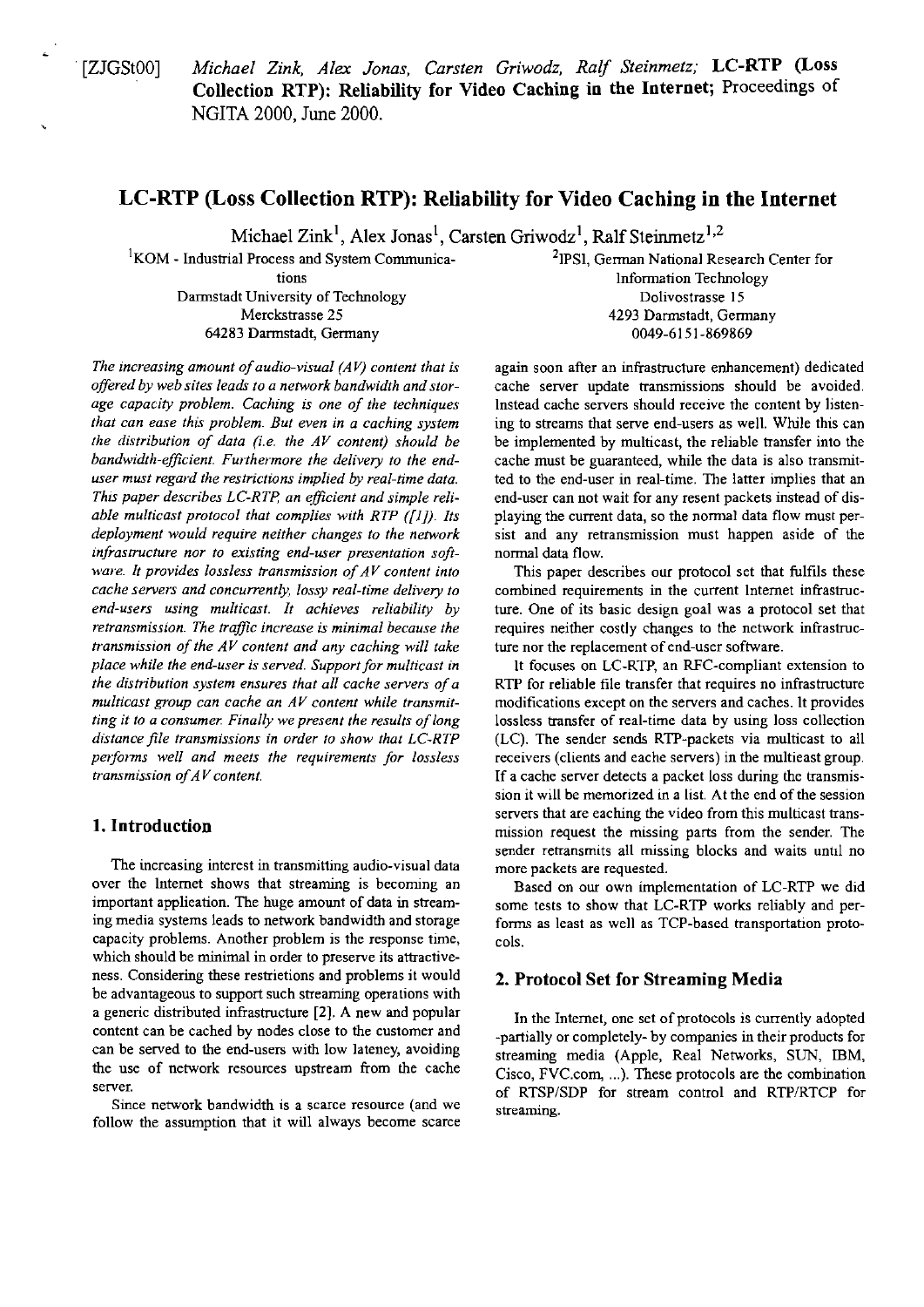[ZJGSt00] *Michael Zink, Alex Jonas, Carsten Griwodz, Ralf Steinmetz;* **LC-RTP (Loss Collection RTP): Reliability for Video Caching in the Internet;** Proceedings of NGITA 2000, June 2000.

# LC-RTP (Loss Collection RTP): Reliability for Video Caching in the Internet

Michael Zink[1], Alex Jonas[1], Carsten Griwodz[1], Ralf Steinmetz[1,2]

[1]KOM - Industrial Process and System Communications
Darmstadt University of Technology
Merckstrasse 25
64283 Darmstadt, Germany

[2]IPSI, German National Research Center for Information Technology
Dolivostrasse 15
4293 Darmstadt, Germany
0049-6151-869869

*The increasing amount of audio-visual (AV) content that is offered by web sites leads to a network bandwidth and storage capacity problem. Caching is one of the techniques that can ease this problem. But even in a caching system the distribution of data (i.e. the AV content) should be bandwidth-efficient. Furthermore the delivery to the end-user must regard the restrictions implied by real-time data. This paper describes LC-RTP, an efficient and simple reliable multicast protocol that complies with RTP ([1]). Its deployment would require neither changes to the network infrastructure nor to existing end-user presentation software. It provides lossless transmission of AV content into cache servers and concurrently, lossy real-time delivery to end-users using multicast. It achieves reliability by retransmission. The traffic increase is minimal because the transmission of the AV content and any caching will take place while the end-user is served. Support for multicast in the distribution system ensures that all cache servers of a multicast group can cache an AV content while transmitting it to a consumer. Finally we present the results of long distance file transmissions in order to show that LC-RTP performs well and meets the requirements for lossless transmission of AV content.*

## 1. Introduction

The increasing interest in transmitting audio-visual data over the Internet shows that streaming is becoming an important application. The huge amount of data in streaming media systems leads to network bandwidth and storage capacity problems. Another problem is the response time, which should be minimal in order to preserve its attractiveness. Considering these restrictions and problems it would be advantageous to support such streaming operations with a generic distributed infrastructure [2]. A new and popular content can be cached by nodes close to the customer and can be served to the end-users with low latency, avoiding the use of network resources upstream from the cache server.

Since network bandwidth is a scarce resource (and we follow the assumption that it will always become scarce again soon after an infrastructure enhancement) dedicated cache server update transmissions should be avoided. Instead cache servers should receive the content by listening to streams that serve end-users as well. While this can be implemented by multicast, the reliable transfer into the cache must be guaranteed, while the data is also transmitted to the end-user in real-time. The latter implies that an end-user can not wait for any resent packets instead of displaying the current data, so the normal data flow must persist and any retransmission must happen aside of the normal data flow.

This paper describes our protocol set that fulfils these combined requirements in the current Internet infrastructure. One of its basic design goal was a protocol set that requires neither costly changes to the network infrastructure nor the replacement of end-user software.

It focuses on LC-RTP, an RFC-compliant extension to RTP for reliable file transfer that requires no infrastructure modifications except on the servers and caches. It provides lossless transfer of real-time data by using loss collection (LC). The sender sends RTP-packets via multicast to all receivers (clients and cache servers) in the multicast group. If a cache server detects a packet loss during the transmission it will be memorized in a list. At the end of the session servers that are caching the video from this multicast transmission request the missing parts from the sender. The sender retransmits all missing blocks and waits until no more packets are requested.

Based on our own implementation of LC-RTP we did some tests to show that LC-RTP works reliably and performs as least as well as TCP-based transportation protocols.

## 2. Protocol Set for Streaming Media

In the Internet, one set of protocols is currently adopted -partially or completely- by companies in their products for streaming media (Apple, Real Networks, SUN, IBM, Cisco, FVC.com, ...). These protocols are the combination of RTSP/SDP for stream control and RTP/RTCP for streaming.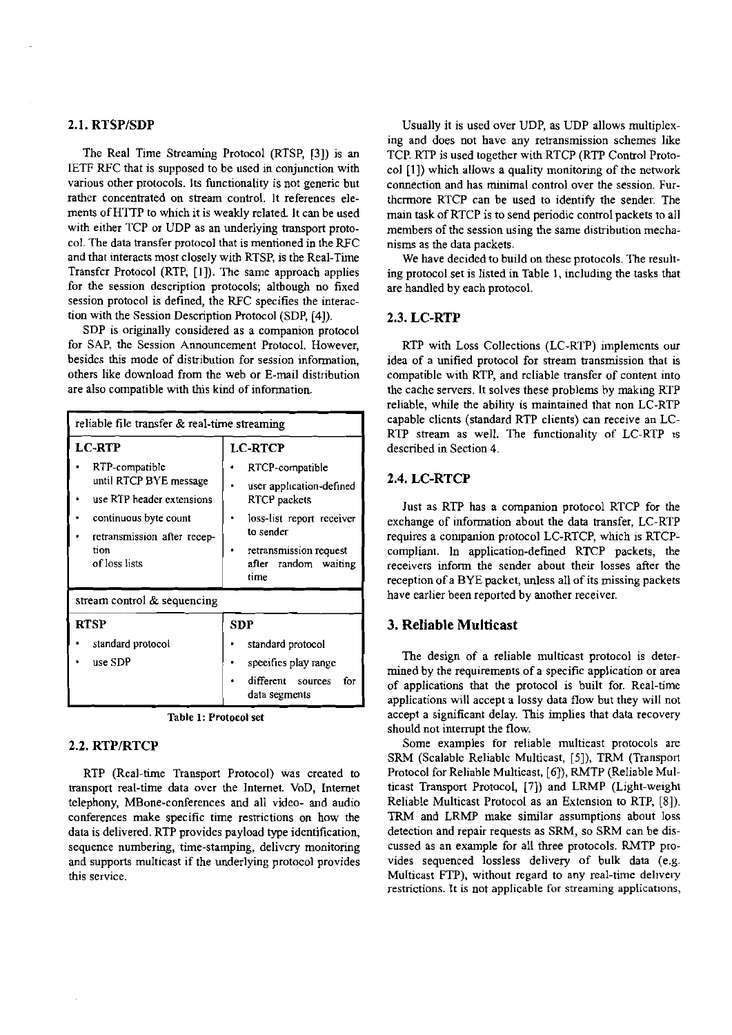## 2.1. RTSP/SDP

The Real Time Streaming Protocol (RTSP, [3]) is an IETF RFC that is supposed to be used in conjunction with various other protocols. Its functionality is not generic but rather concentrated on stream control. It references elements of HTTP to which it is weakly related. It can be used with either TCP or UDP as an underlying transport protocol. The data transfer protocol that is mentioned in the RFC and that interacts most closely with RTSP, is the Real-Time Transfer Protocol (RTP, [1]). The same approach applies for the session description protocols; although no fixed session protocol is defined, the RFC specifies the interaction with the Session Description Protocol (SDP, [4]).

SDP is originally considered as a companion protocol for SAP, the Session Announcement Protocol. However, besides this mode of distribution for session information, others like download from the web or E-mail distribution are also compatible with this kind of information.

| reliable file transfer & real-time streaming | |
|---|---|
| **LC-RTP** | **LC-RTCP** |
| • RTP-compatible until RTCP BYE message<br>• use RTP header extensions<br>• continuous byte count<br>• retransmission after reception of loss lists | • RTCP-compatible<br>• user application-defined RTCP packets<br>• loss-list report receiver to sender<br>• retransmission request after random waiting time |
| stream control & sequencing | |
| **RTSP** | **SDP** |
| • standard protocol<br>• use SDP | • standard protocol<br>• specifies play range<br>• different sources for data segments |

**Table 1: Protocol set**

## 2.2. RTP/RTCP

RTP (Real-time Transport Protocol) was created to transport real-time data over the Internet. VoD, Internet telephony, MBone-conferences and all video- and audio conferences make specific time restrictions on how the data is delivered. RTP provides payload type identification, sequence numbering, time-stamping, delivery monitoring and supports multicast if the underlying protocol provides this service.

Usually it is used over UDP, as UDP allows multiplexing and does not have any retransmission schemes like TCP. RTP is used together with RTCP (RTP Control Protocol [1]) which allows a quality monitoring of the network connection and has minimal control over the session. Furthermore RTCP can be used to identify the sender. The main task of RTCP is to send periodic control packets to all members of the session using the same distribution mechanisms as the data packets.

We have decided to build on these protocols. The resulting protocol set is listed in Table 1, including the tasks that are handled by each protocol.

## 2.3. LC-RTP

RTP with Loss Collections (LC-RTP) implements our idea of a unified protocol for stream transmission that is compatible with RTP, and reliable transfer of content into the cache servers. It solves these problems by making RTP reliable, while the ability is maintained that non LC-RTP capable clients (standard RTP clients) can receive an LC-RTP stream as well. The functionality of LC-RTP is described in Section 4.

## 2.4. LC-RTCP

Just as RTP has a companion protocol RTCP for the exchange of information about the data transfer, LC-RTP requires a companion protocol LC-RTCP, which is RTCP-compliant. In application-defined RTCP packets, the receivers inform the sender about their losses after the reception of a BYE packet, unless all of its missing packets have earlier been reported by another receiver.

# 3. Reliable Multicast

The design of a reliable multicast protocol is determined by the requirements of a specific application or area of applications that the protocol is built for. Real-time applications will accept a lossy data flow but they will not accept a significant delay. This implies that data recovery should not interrupt the flow.

Some examples for reliable multicast protocols are SRM (Scalable Reliable Multicast, [5]), TRM (Transport Protocol for Reliable Multicast, [6]), RMTP (Reliable Multicast Transport Protocol, [7]) and LRMP (Light-weight Reliable Multicast Protocol as an Extension to RTP, [8]). TRM and LRMP make similar assumptions about loss detection and repair requests as SRM, so SRM can be discussed as an example for all three protocols. RMTP provides sequenced lossless delivery of bulk data (e.g. Multicast FTP), without regard to any real-time delivery restrictions. It is not applicable for streaming applications,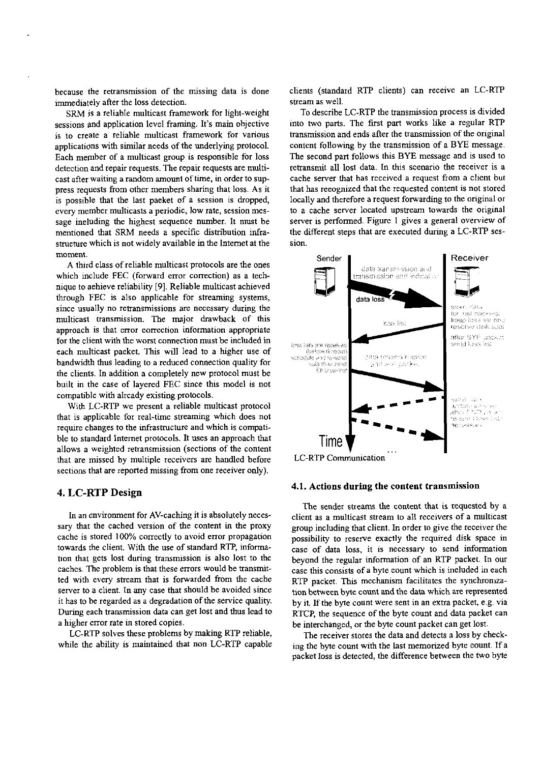because the retransmission of the missing data is done immediately after the loss detection.

SRM is a reliable multicast framework for light-weight sessions and application level framing. It's main objective is to create a reliable multicast framework for various applications with similar needs of the underlying protocol. Each member of a multicast group is responsible for loss detection and repair requests. The repair requests are multicast after waiting a random amount of time, in order to suppress requests from other members sharing that loss. As it is possible that the last paeket of a session is dropped, every member multicasts a periodic, low rate, session message ineluding the highest sequence number. It must be mentioned that SRM needs a specific distribution infrastructure which is not widely available in the Internet at the moment.

A third class of reliable multicast protocols are the ones which include FEC (forward error correction) as a technique to aehieve reliability [9]. Reliable multicast achieved through FEC is also applicable for streaming systems, since usually no retransmissions are necessary during the multicast transmission. The major drawback of this approach is that error correction information appropriate for the client with the worst connection must be included in each multicast packet. This will lead to a higher use of bandwidth thus leading to a reduced connection quality for the clients. In addition a completely new protocol must be built in the case of layered FEC since this model is not compatible with already existing protocols.

With LC-RTP we present a reliable multicast protocol that is applicable for real-time streaming which does not require changes to the infrastructure and which is compatible to standard Internet protocols. It uses an approach that allows a weighted retransmission (sections of the content that are missed by multiple receivers are handled before sections that are reported missing from one receiver only).

## 4. LC-RTP Design

In an environment for AV-caching it is absolutely necessary that the cached version of the content in the proxy cache is stored 100% correctly to avoid error propagation towards the client. With the use of standard RTP, information that gets lost during transmission is also lost to the caches. The problem is that these errors would be transmitted with every stream that is forwarded from the cache server to a client. In any case that should be avoided since it has to be regarded as a degradation of the service quality. During each transmission data can get lost and thus lead to a higher error rate in stored copies.

LC-RTP solves these problems by making RTP reliable, while the ability is maintained that non LC-RTP capable clients (standard RTP clients) can receive an LC-RTP stream as well.

To describe LC-RTP the transmission process is divided into two parts. The first part works like a regular RTP transmission and ends after the transmission of the original content following by the transmission of a BYE message. The second part follows this BYE message and is used to retransmit all lost data. In this scenario the receiver is a cache server that has received a request from a client but that has reeognized that the requested content is not stored locally and therefore a request forwarding to the original or to a cache server located upstream towards the original server is performed. Figure 1 gives a general overview of the different steps that are executed during a LC-RTP session.

LC-RTP Communication

### 4.1. Actions during the content transmission

The sender streams the content that is requested by a client as a multicast stream to all receivers of a multicast group including that client. In order to give the receiver the possibility to reserve exactly the required disk space in case of data loss, it is necessary to send information beyond the regular information of an RTP packet. In our case this consists of a byte count which is included in each RTP packet. This mechanism facilitates the synchronization between byte count and the data which are represented by it. If the byte count were sent in an extra packet, e.g. via RTCP, the sequence of the byte count and data packet can be interchanged, or the byte count packet can get lost.

The receiver stores the data and detects a loss by checking the byte count with the last memorized byte count. If a packet loss is detected, the difference between the two byte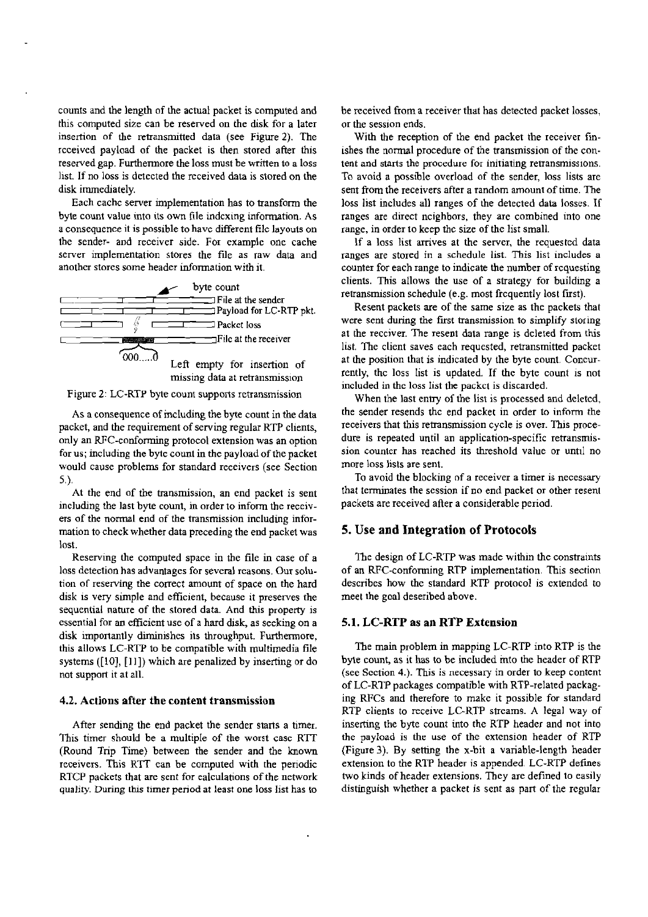counts and the length of the actual packet is computed and this computed size can be reserved on the disk for a later insertion of the retransmitted data (see Figure 2). The received payload of the packet is then stored after this reserved gap. Furthermore the loss must be written to a loss list. If no loss is detected the received data is stored on the disk immediately.

Each cache server implementation has to transform the byte count value into its own file indexing information. As a consequence it is possible to have different file layouts on the sender- and receiver side. For example one cache server implementation stores the file as raw data and another stores some header information with it.

Figure 2: LC-RTP byte count supports retransmission

As a consequence of including the byte count in the data packet, and the requirement of serving regular RTP clients, only an RFC-conforming protocol extension was an option for us; including the byte count in the payload of the packet would cause problems for standard receivers (see Section 5.).

At the end of the transmission, an end packet is sent including the last byte count, in order to inform the receivers of the normal end of the transmission including information to check whether data preceding the end packet was lost.

Reserving the computed space in the file in case of a loss detection has advantages for several reasons. Our solution of reserving the correct amount of space on the hard disk is very simple and efficient, because it preserves the sequential nature of the stored data. And this property is essential for an efficient use of a hard disk, as seeking on a disk importantly diminishes its throughput. Furthermore, this allows LC-RTP to be compatible with multimedia file systems ([10], [11]) which are penalized by inserting or do not support it at all.

### 4.2. Actions after the content transmission

After sending the end packet the sender starts a timer. This timer should be a multiple of the worst case RTT (Round Trip Time) between the sender and the known receivers. This RTT can be computed with the periodic RTCP packets that are sent for calculations of the network quality. During this timer period at least one loss list has to be received from a receiver that has detected packet losses, or the session ends.

With the reception of the end packet the receiver finishes the normal procedure of the transmission of the content and starts the procedure for initiating retransmissions. To avoid a possible overload of the sender, loss lists are sent from the receivers after a random amount of time. The loss list includes all ranges of the detected data losses. If ranges are direct neighbors, they are combined into one range, in order to keep the size of the list small.

If a loss list arrives at the server, the requested data ranges are stored in a schedule list. This list includes a counter for each range to indicate the number of requesting clients. This allows the use of a strategy for building a retransmission schedule (e.g. most frequently lost first).

Resent packets are of the same size as the packets that were sent during the first transmission to simplify storing at the receiver. The resent data range is deleted from this list. The client saves each requested, retransmitted packet at the position that is indicated by the byte count. Concurrently, the loss list is updated. If the byte count is not included in the loss list the packet is discarded.

When the last entry of the list is processed and deleted, the sender resends the end packet in order to inform the receivers that this retransmission cycle is over. This procedure is repeated until an application-specific retransmission counter has reached its threshold value or until no more loss lists are sent.

To avoid the blocking of a receiver a timer is necessary that terminates the session if no end packet or other resent packets are received after a considerable period.

## 5. Use and Integration of Protocols

The design of LC-RTP was made within the constraints of an RFC-conforming RTP implementation. This section describes how the standard RTP protocol is extended to meet the goal described above.

### 5.1. LC-RTP as an RTP Extension

The main problem in mapping LC-RTP into RTP is the byte count, as it has to be included into the header of RTP (see Section 4.). This is necessary in order to keep content of LC-RTP packages compatible with RTP-related packaging RFCs and therefore to make it possible for standard RTP clients to receive LC-RTP streams. A legal way of inserting the byte count into the RTP header and not into the payload is the use of the extension header of RTP (Figure 3). By setting the x-bit a variable-length header extension to the RTP header is appended. LC-RTP defines two kinds of header extensions. They are defined to easily distinguish whether a packet is sent as part of the regular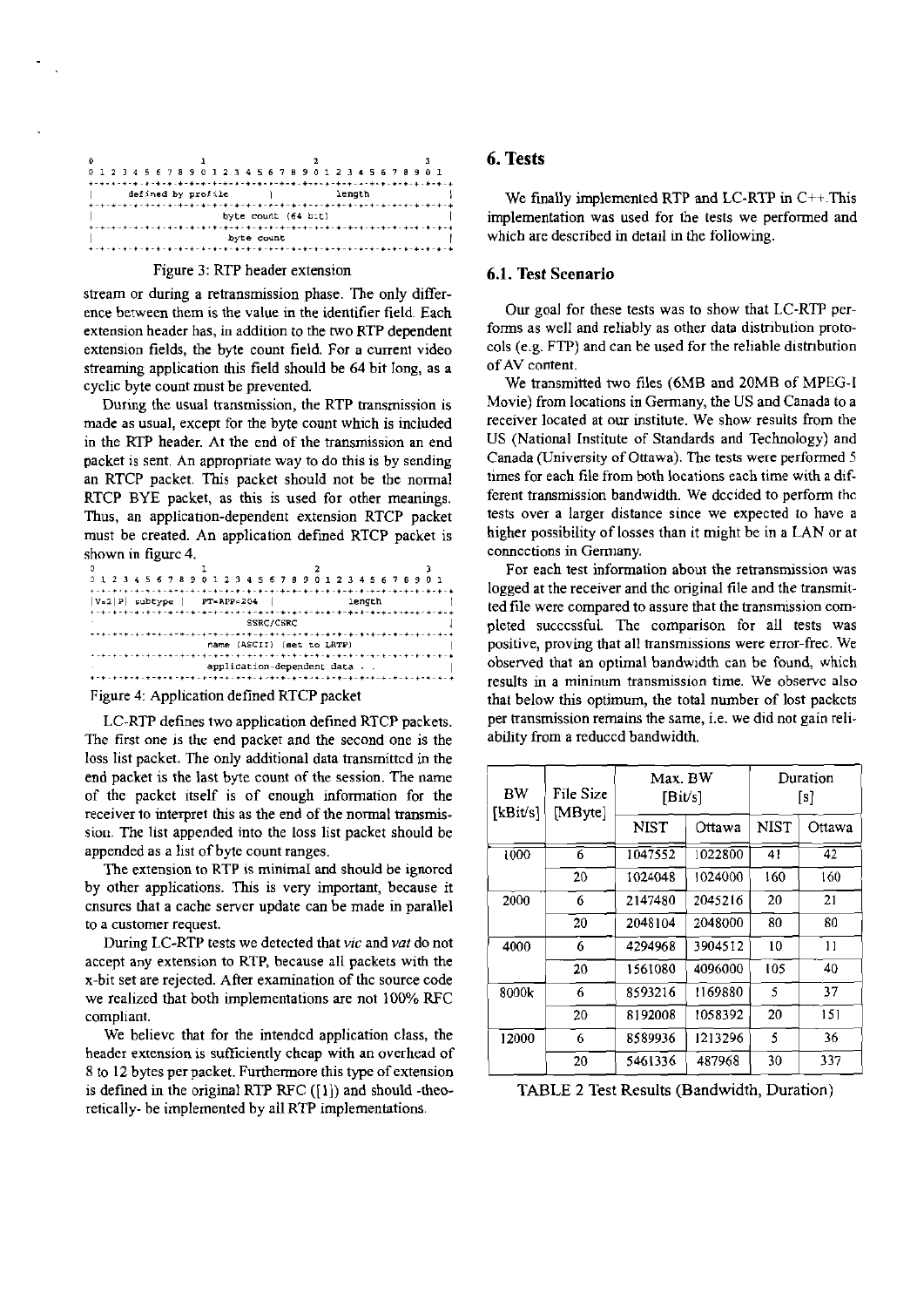```
0                   1                   2                   3
0 1 2 3 4 5 6 7 8 9 0 1 2 3 4 5 6 7 8 9 0 1 2 3 4 5 6 7 8 9 0 1
+-+-+-+-+-+-+-+-+-+-+-+-+-+-+-+-+-+-+-+-+-+-+-+-+-+-+-+-+-+-+-+-+
|      defined by profile       |            length             |
+-+-+-+-+-+-+-+-+-+-+-+-+-+-+-+-+-+-+-+-+-+-+-+-+-+-+-+-+-+-+-+-+
|                       byte count (64 bit)                     |
+-+-+-+-+-+-+-+-+-+-+-+-+-+-+-+-+-+-+-+-+-+-+-+-+-+-+-+-+-+-+-+-+
|                           byte count                          |
+-+-+-+-+-+-+-+-+-+-+-+-+-+-+-+-+-+-+-+-+-+-+-+-+-+-+-+-+-+-+-+-+
```

Figure 3: RTP header extension

stream or during a retransmission phase. The only difference between them is the value in the identifier field. Each extension header has, in addition to the two RTP dependent extension fields, the byte count field. For a current video streaming application this field should be 64 bit long, as a cyclic byte count must be prevented.

During the usual transmission, the RTP transmission is made as usual, except for the byte count which is included in the RTP header. At the end of the transmission an end packet is sent. An appropriate way to do this is by sending an RTCP packet. This packet should not be the normal RTCP BYE packet, as this is used for other meanings. Thus, an application-dependent extension RTCP packet must be created. An application defined RTCP packet is shown in figure 4.

```
0                   1                   2                   3
0 1 2 3 4 5 6 7 8 9 0 1 2 3 4 5 6 7 8 9 0 1 2 3 4 5 6 7 8 9 0 1
+-+-+-+-+-+-+-+-+-+-+-+-+-+-+-+-+-+-+-+-+-+-+-+-+-+-+-+-+-+-+-+-+
|V=2|P| subtype |   PT=APP=204  |             length            |
+-+-+-+-+-+-+-+-+-+-+-+-+-+-+-+-+-+-+-+-+-+-+-+-+-+-+-+-+-+-+-+-+
|                           SSRC/CSRC                           |
+-+-+-+-+-+-+-+-+-+-+-+-+-+-+-+-+-+-+-+-+-+-+-+-+-+-+-+-+-+-+-+-+
|                   name (ASCII) (set to LRTP)                  |
+-+-+-+-+-+-+-+-+-+-+-+-+-+-+-+-+-+-+-+-+-+-+-+-+-+-+-+-+-+-+-+-+
|                  application-dependent data . .               |
+-+-+-+-+-+-+-+-+-+-+-+-+-+-+-+-+-+-+-+-+-+-+-+-+-+-+-+-+-+-+-+-+
```

Figure 4: Application defined RTCP packet

LC-RTP defines two application defined RTCP packets. The first one is the end packet and the second one is the loss list packet. The only additional data transmitted in the end packet is the last byte count of the session. The name of the packet itself is of enough information for the receiver to interpret this as the end of the normal transmission. The list appended into the loss list packet should be appended as a list of byte count ranges.

The extension to RTP is minimal and should be ignored by other applications. This is very important, because it ensures that a cache server update can be made in parallel to a customer request.

During LC-RTP tests we detected that *vic* and *vat* do not accept any extension to RTP, because all packets with the x-bit set are rejected. After examination of the source code we realized that both implementations are not 100% RFC compliant.

We believe that for the intended application class, the header extension is sufficiently cheap with an overhead of 8 to 12 bytes per packet. Furthermore this type of extension is defined in the original RTP RFC ([1]) and should -theoretically- be implemented by all RTP implementations.

# 6. Tests

We finally implemented RTP and LC-RTP in C++.This implementation was used for the tests we performed and which are described in detail in the following.

## 6.1. Test Scenario

Our goal for these tests was to show that LC-RTP performs as well and reliably as other data distribution protocols (e.g. FTP) and can be used for the reliable distribution of AV content.

We transmitted two files (6MB and 20MB of MPEG-I Movie) from locations in Germany, the US and Canada to a receiver located at our institute. We show results from the US (National Institute of Standards and Technology) and Canada (University of Ottawa). The tests were performed 5 times for each file from both locations each time with a different transmission bandwidth. We decided to perform the tests over a larger distance since we expected to have a higher possibility of losses than it might be in a LAN or at connections in Germany.

For each test information about the retransmission was logged at the receiver and the original file and the transmitted file were compared to assure that the transmission completed successful. The comparison for all tests was positive, proving that all transmissions were error-free. We observed that an optimal bandwidth can be found, which results in a minimum transmission time. We observe also that below this optimum, the total number of lost packets per transmission remains the same, i.e. we did not gain reliability from a reduced bandwidth.

| BW [kBit/s] | File Size [MByte] | Max. BW [Bit/s] | | Duration [s] | |
|---|---|---|---|---|---|
| | | NIST | Ottawa | NIST | Ottawa |
| 1000 | 6 | 1047552 | 1022800 | 41 | 42 |
| | 20 | 1024048 | 1024000 | 160 | 160 |
| 2000 | 6 | 2147480 | 2045216 | 20 | 21 |
| | 20 | 2048104 | 2048000 | 80 | 80 |
| 4000 | 6 | 4294968 | 3904512 | 10 | 11 |
| | 20 | 1561080 | 4096000 | 105 | 40 |
| 8000k | 6 | 8593216 | 1169880 | 5 | 37 |
| | 20 | 8192008 | 1058392 | 20 | 151 |
| 12000 | 6 | 8589936 | 1213296 | 5 | 36 |
| | 20 | 5461336 | 487968 | 30 | 337 |

TABLE 2 Test Results (Bandwidth, Duration)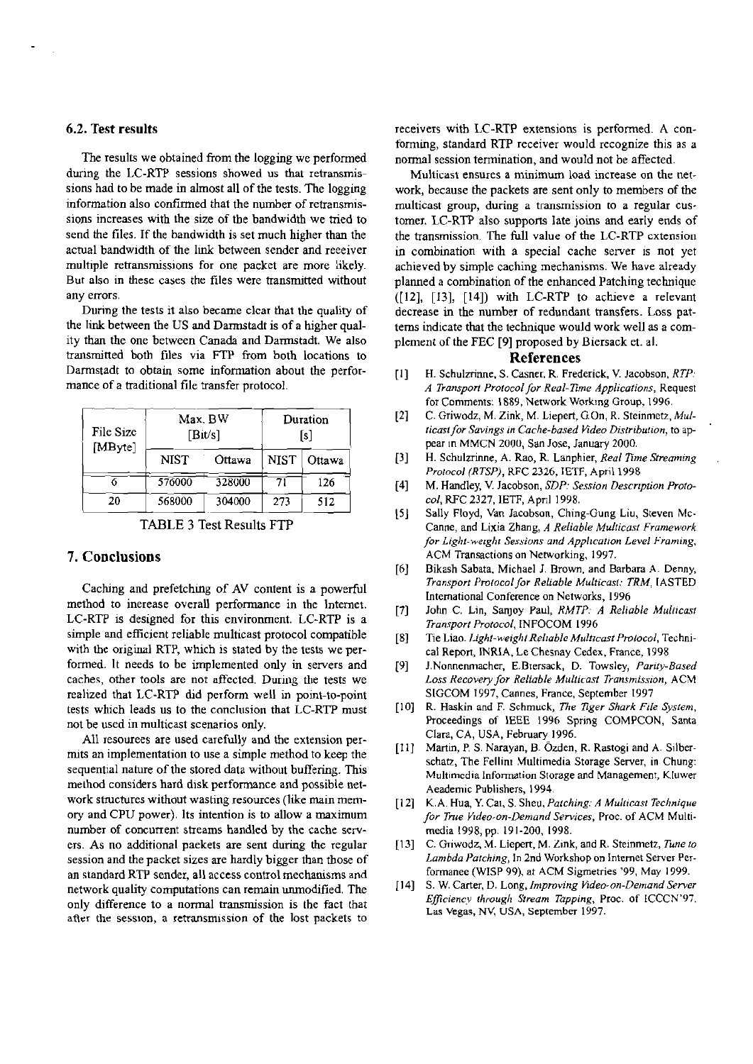### 6.2. Test results

The results we obtained from the logging we performed during the LC-RTP sessions showed us that retransmissions had to be made in almost all of the tests. The logging information also confirmed that the number of retransmissions increases with the size of the bandwidth we tried to send the files. If the bandwidth is set much higher than the actual bandwidth of the link between sender and receiver multiple retransmissions for one packet are more likely. But also in these cases the files were transmitted without any errors.

During the tests it also became clear that the quality of the link between the US and Darmstadt is of a higher quality than the one between Canada and Darmstadt. We also transmitted both files via FTP from both locations to Darmstadt to obtain some information about the performance of a traditional file transfer protocol.

| File Size [MByte] | Max. BW [Bit/s] | | Duration [s] | |
|---|---|---|---|---|
| | NIST | Ottawa | NIST | Ottawa |
| 6 | 576000 | 328000 | 71 | 126 |
| 20 | 568000 | 304000 | 273 | 512 |

TABLE 3 Test Results FTP

## 7. Conclusions

Caching and prefetching of AV content is a powerful method to increase overall performance in the Internet. LC-RTP is designed for this environment. LC-RTP is a simple and efficient reliable multicast protocol compatible with the original RTP, which is stated by the tests we performed. It needs to be implemented only in servers and caches, other tools are not affected. During the tests we realized that LC-RTP did perform well in point-to-point tests which leads us to the conclusion that LC-RTP must not be used in multicast scenarios only.

All resources are used carefully and the extension permits an implementation to use a simple method to keep the sequential nature of the stored data without buffering. This method considers hard disk performance and possible network structures without wasting resources (like main memory and CPU power). Its intention is to allow a maximum number of concurrent streams handled by the cache servers. As no additional packets are sent during the regular session and the packet sizes are hardly bigger than those of an standard RTP sender, all access control mechanisms and network quality computations can remain unmodified. The only difference to a normal transmission is the fact that after the session, a retransmission of the lost packets to receivers with LC-RTP extensions is performed. A conforming, standard RTP receiver would recognize this as a normal session termination, and would not be affected.

Multicast ensures a minimum load increase on the network, because the packets are sent only to members of the multicast group, during a transmission to a regular customer. LC-RTP also supports late joins and early ends of the transmission. The full value of the LC-RTP extension in combination with a special cache server is not yet achieved by simple caching mechanisms. We have already planned a combination of the enhanced Patching technique ([12], [13], [14]) with LC-RTP to achieve a relevant decrease in the number of redundant transfers. Loss patterns indicate that the technique would work well as a complement of the FEC [9] proposed by Biersack et. al.

## References

[1] H. Schulzrinne, S. Casner, R. Frederick, V. Jacobson, *RTP: A Transport Protocol for Real-Time Applications*, Request for Comments: 1889, Network Working Group, 1996.

[2] C. Griwodz, M. Zink, M. Liepert, G.On, R. Steinmetz, *Multicast for Savings in Cache-based Video Distribution*, to appear in MMCN 2000, San Jose, January 2000.

[3] H. Schulzrinne, A. Rao, R. Lanphier, *Real Time Streaming Protocol (RTSP)*, RFC 2326, IETF, April 1998

[4] M. Handley, V. Jacobson, *SDP: Session Description Protocol*, RFC 2327, IETF, April 1998.

[5] Sally Floyd, Van Jacobson, Ching-Gung Liu, Steven McCanne, and Lixia Zhang, *A Reliable Multicast Framework for Light-weight Sessions and Application Level Framing*, ACM Transactions on Networking, 1997.

[6] Bikash Sabata, Michael J. Brown, and Barbara A. Denny, *Transport Protocol for Reliable Multicast: TRM*, IASTED International Conference on Networks, 1996

[7] John C. Lin, Sanjoy Paul, *RMTP: A Reliable Multicast Transport Protocol*, INFOCOM 1996

[8] Tie Liao. *Light-weight Reliable Multicast Protocol*, Technical Report, INRIA, Le Chesnay Cedex, France, 1998

[9] J.Nonnenmacher, E.Biersack, D. Towsley, *Parity-Based Loss Recovery for Reliable Multicast Transmission*, ACM SIGCOM 1997, Cannes, France, September 1997

[10] R. Haskin and F. Schmuck, *The Tiger Shark File System*, Proceedings of IEEE 1996 Spring COMPCON, Santa Clara, CA, USA, February 1996.

[11] Martin, P. S. Narayan, B. Özden, R. Rastogi and A. Silberschatz, The Fellini Multimedia Storage Server, in Chung: Multimedia Information Storage and Management, Kluwer Academic Publishers, 1994.

[12] K.A. Hua, Y. Cai, S. Sheu, *Patching: A Multicast Technique for True Video-on-Demand Services*, Proc. of ACM Multimedia 1998, pp. 191-200, 1998.

[13] C. Griwodz, M. Liepert, M. Zink, and R. Steinmetz, *Tune to Lambda Patching*, In 2nd Workshop on Internet Server Performance (WISP 99), at ACM Sigmetries '99, May 1999.

[14] S. W. Carter, D. Long, *Improving Video-on-Demand Server Efficiency through Stream Tapping*, Proc. of ICCCN'97, Las Vegas, NV, USA, September 1997.